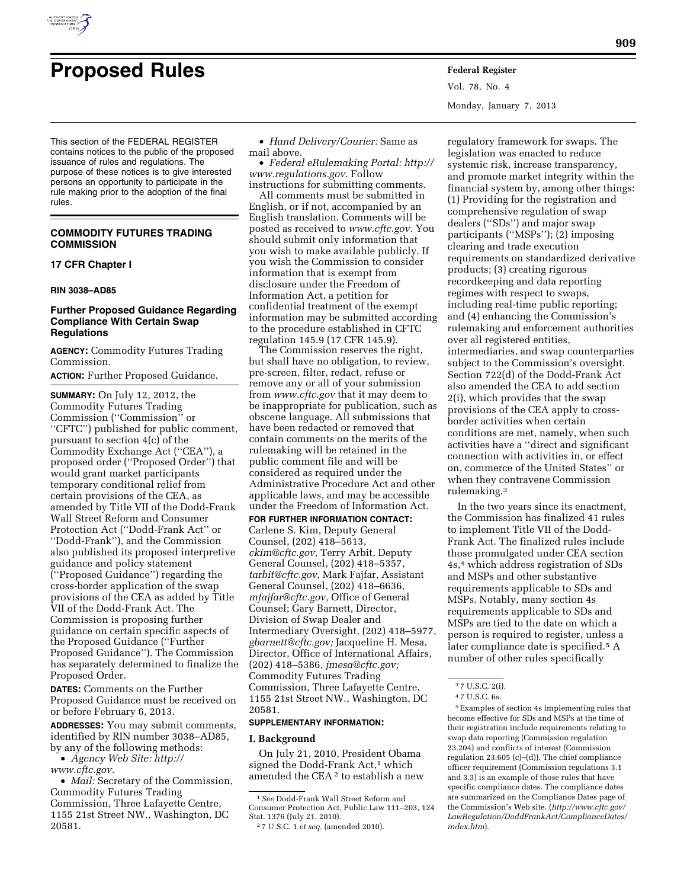# Proposed Rules

This section of the FEDERAL REGISTER contains notices to the public of the proposed issuance of rules and regulations. The purpose of these notices is to give interested persons an opportunity to participate in the rule making prior to the adoption of the final rules.

## COMMODITY FUTURES TRADING COMMISSION

### 17 CFR Chapter I

**RIN 3038–AD85**

### Further Proposed Guidance Regarding Compliance With Certain Swap Regulations

**AGENCY:** Commodity Futures Trading Commission.

**ACTION:** Further Proposed Guidance.

**SUMMARY:** On July 12, 2012, the Commodity Futures Trading Commission (''Commission'' or ''CFTC'') published for public comment, pursuant to section 4(c) of the Commodity Exchange Act (''CEA''), a proposed order (''Proposed Order'') that would grant market participants temporary conditional relief from certain provisions of the CEA, as amended by Title VII of the Dodd-Frank Wall Street Reform and Consumer Protection Act (''Dodd-Frank Act'' or ''Dodd-Frank''), and the Commission also published its proposed interpretive guidance and policy statement (''Proposed Guidance'') regarding the cross-border application of the swap provisions of the CEA as added by Title VII of the Dodd-Frank Act. The Commission is proposing further guidance on certain specific aspects of the Proposed Guidance (''Further Proposed Guidance''). The Commission has separately determined to finalize the Proposed Order.

**DATES:** Comments on the Further Proposed Guidance must be received on or before February 6, 2013.

**ADDRESSES:** You may submit comments, identified by RIN number 3038–AD85, by any of the following methods:

- *Agency Web Site: http://www.cftc.gov.*
- *Mail:* Secretary of the Commission, Commodity Futures Trading Commission, Three Lafayette Centre, 1155 21st Street NW., Washington, DC 20581.
- *Hand Delivery/Courier:* Same as mail above.
- *Federal eRulemaking Portal: http://www.regulations.gov.* Follow instructions for submitting comments.

All comments must be submitted in English, or if not, accompanied by an English translation. Comments will be posted as received to *www.cftc.gov.* You should submit only information that you wish to make available publicly. If you wish the Commission to consider information that is exempt from disclosure under the Freedom of Information Act, a petition for confidential treatment of the exempt information may be submitted according to the procedure established in CFTC regulation 145.9 (17 CFR 145.9).

The Commission reserves the right, but shall have no obligation, to review, pre-screen, filter, redact, refuse or remove any or all of your submission from *www.cftc.gov* that it may deem to be inappropriate for publication, such as obscene language. All submissions that have been redacted or removed that contain comments on the merits of the rulemaking will be retained in the public comment file and will be considered as required under the Administrative Procedure Act and other applicable laws, and may be accessible under the Freedom of Information Act.

**FOR FURTHER INFORMATION CONTACT:** Carlene S. Kim, Deputy General Counsel, (202) 418–5613, *ckim@cftc.gov,* Terry Arbit, Deputy General Counsel, (202) 418–5357, *tarbit@cftc.gov,* Mark Fajfar, Assistant General Counsel, (202) 418–6636, *mfajfar@cftc.gov,* Office of General Counsel; Gary Barnett, Director, Division of Swap Dealer and Intermediary Oversight, (202) 418–5977, *gbarnett@cftc.gov;* Jacqueline H. Mesa, Director, Office of International Affairs, (202) 418–5386, *jmesa@cftc.gov;* Commodity Futures Trading Commission, Three Lafayette Centre, 1155 21st Street NW., Washington, DC 20581.

**SUPPLEMENTARY INFORMATION:**

## I. Background

On July 21, 2010, President Obama signed the Dodd-Frank Act,[1] which amended the CEA[2] to establish a new regulatory framework for swaps. The legislation was enacted to reduce systemic risk, increase transparency, and promote market integrity within the financial system by, among other things: (1) Providing for the registration and comprehensive regulation of swap dealers (''SDs'') and major swap participants (''MSPs''); (2) imposing clearing and trade execution requirements on standardized derivative products; (3) creating rigorous recordkeeping and data reporting regimes with respect to swaps, including real-time public reporting; and (4) enhancing the Commission's rulemaking and enforcement authorities over all registered entities, intermediaries, and swap counterparties subject to the Commission's oversight. Section 722(d) of the Dodd-Frank Act also amended the CEA to add section 2(i), which provides that the swap provisions of the CEA apply to cross-border activities when certain conditions are met, namely, when such activities have a ''direct and significant connection with activities in, or effect on, commerce of the United States'' or when they contravene Commission rulemaking.[3]

In the two years since its enactment, the Commission has finalized 41 rules to implement Title VII of the Dodd-Frank Act. The finalized rules include those promulgated under CEA section 4s,[4] which address registration of SDs and MSPs and other substantive requirements applicable to SDs and MSPs. Notably, many section 4s requirements applicable to SDs and MSPs are tied to the date on which a person is required to register, unless a later compliance date is specified.[5] A number of other rules specifically

---

[1] *See* Dodd-Frank Wall Street Reform and Consumer Protection Act, Public Law 111–203, 124 Stat. 1376 (July 21, 2010).

[2] 7 U.S.C. 1 *et seq.* (amended 2010).

[3] 7 U.S.C. 2(i).

[4] 7 U.S.C. 6s.

[5] Examples of section 4s implementing rules that become effective for SDs and MSPs at the time of their registration include requirements relating to swap data reporting (Commission regulation 23.204) and conflicts of interest (Commission regulation 23.605 (c)–(d)). The chief compliance officer requirement (Commission regulations 3.1 and 3.3) is an example of those rules that have specific compliance dates. The compliance dates are summarized on the Compliance Dates page of the Commission's Web site. (*http://www.cftc.gov/LawRegulation/DoddFrankAct/ComplianceDates/index.htm*).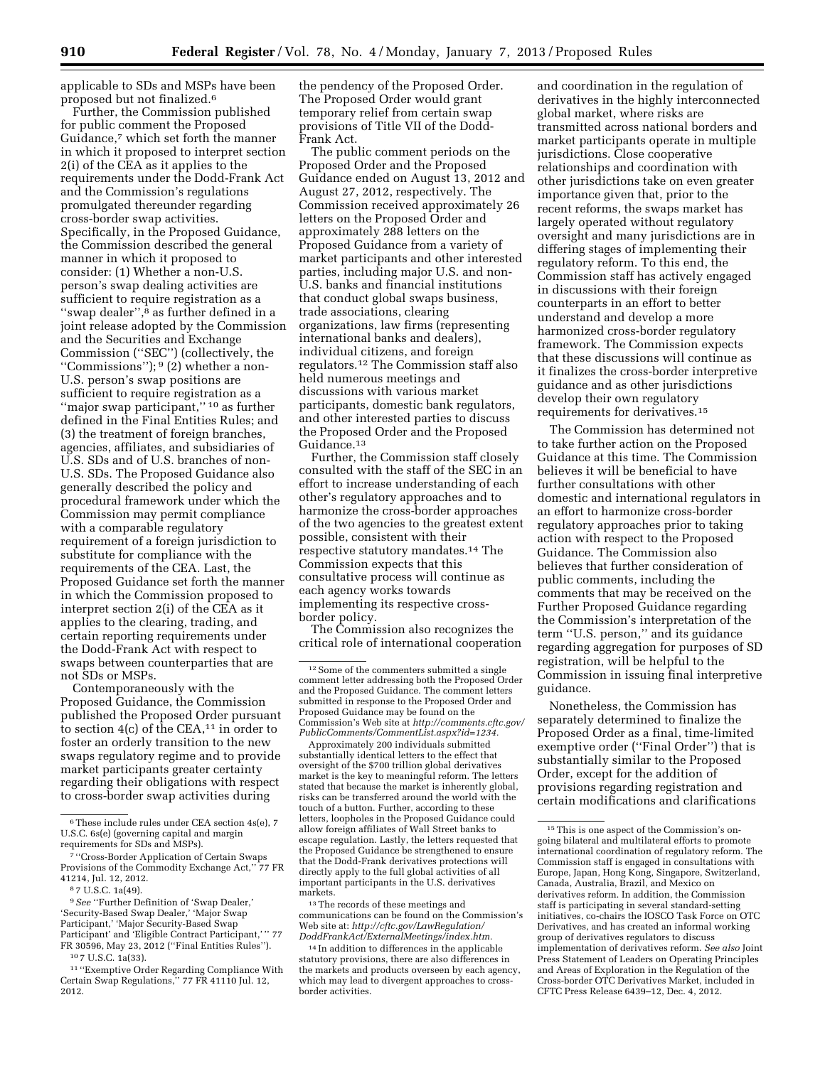applicable to SDs and MSPs have been proposed but not finalized.[6]

Further, the Commission published for public comment the Proposed Guidance,[7] which set forth the manner in which it proposed to interpret section 2(i) of the CEA as it applies to the requirements under the Dodd-Frank Act and the Commission's regulations promulgated thereunder regarding cross-border swap activities. Specifically, in the Proposed Guidance, the Commission described the general manner in which it proposed to consider: (1) Whether a non-U.S. person's swap dealing activities are sufficient to require registration as a ''swap dealer'',[8] as further defined in a joint release adopted by the Commission and the Securities and Exchange Commission (''SEC'') (collectively, the ''Commissions''); [9] (2) whether a non-U.S. person's swap positions are sufficient to require registration as a ''major swap participant,'' [10] as further defined in the Final Entities Rules; and (3) the treatment of foreign branches, agencies, affiliates, and subsidiaries of U.S. SDs and of U.S. branches of non-U.S. SDs. The Proposed Guidance also generally described the policy and procedural framework under which the Commission may permit compliance with a comparable regulatory requirement of a foreign jurisdiction to substitute for compliance with the requirements of the CEA. Last, the Proposed Guidance set forth the manner in which the Commission proposed to interpret section 2(i) of the CEA as it applies to the clearing, trading, and certain reporting requirements under the Dodd-Frank Act with respect to swaps between counterparties that are not SDs or MSPs.

Contemporaneously with the Proposed Guidance, the Commission published the Proposed Order pursuant to section 4(c) of the CEA,[11] in order to foster an orderly transition to the new swaps regulatory regime and to provide market participants greater certainty regarding their obligations with respect to cross-border swap activities during the pendency of the Proposed Order. The Proposed Order would grant temporary relief from certain swap provisions of Title VII of the Dodd-Frank Act.

The public comment periods on the Proposed Order and the Proposed Guidance ended on August 13, 2012 and August 27, 2012, respectively. The Commission received approximately 26 letters on the Proposed Order and approximately 288 letters on the Proposed Guidance from a variety of market participants and other interested parties, including major U.S. and non-U.S. banks and financial institutions that conduct global swaps business, trade associations, clearing organizations, law firms (representing international banks and dealers), individual citizens, and foreign regulators.[12] The Commission staff also held numerous meetings and discussions with various market participants, domestic bank regulators, and other interested parties to discuss the Proposed Order and the Proposed Guidance.[13]

Further, the Commission staff closely consulted with the staff of the SEC in an effort to increase understanding of each other's regulatory approaches and to harmonize the cross-border approaches of the two agencies to the greatest extent possible, consistent with their respective statutory mandates.[14] The Commission expects that this consultative process will continue as each agency works towards implementing its respective cross-border policy.

The Commission also recognizes the critical role of international cooperation and coordination in the regulation of derivatives in the highly interconnected global market, where risks are transmitted across national borders and market participants operate in multiple jurisdictions. Close cooperative relationships and coordination with other jurisdictions take on even greater importance given that, prior to the recent reforms, the swaps market has largely operated without regulatory oversight and many jurisdictions are in differing stages of implementing their regulatory reform. To this end, the Commission staff has actively engaged in discussions with their foreign counterparts in an effort to better understand and develop a more harmonized cross-border regulatory framework. The Commission expects that these discussions will continue as it finalizes the cross-border interpretive guidance and as other jurisdictions develop their own regulatory requirements for derivatives.[15]

The Commission has determined not to take further action on the Proposed Guidance at this time. The Commission believes it will be beneficial to have further consultations with other domestic and international regulators in an effort to harmonize cross-border regulatory approaches prior to taking action with respect to the Proposed Guidance. The Commission also believes that further consideration of public comments, including the comments that may be received on the Further Proposed Guidance regarding the Commission's interpretation of the term ''U.S. person,'' and its guidance regarding aggregation for purposes of SD registration, will be helpful to the Commission in issuing final interpretive guidance.

Nonetheless, the Commission has separately determined to finalize the Proposed Order as a final, time-limited exemptive order (''Final Order'') that is substantially similar to the Proposed Order, except for the addition of provisions regarding registration and certain modifications and clarifications

---

[6] These include rules under CEA section 4s(e), 7 U.S.C. 6s(e) (governing capital and margin requirements for SDs and MSPs).

[7] ''Cross-Border Application of Certain Swaps Provisions of the Commodity Exchange Act,'' 77 FR 41214, Jul. 12, 2012.

[8] 7 U.S.C. 1a(49).

[9] *See* ''Further Definition of 'Swap Dealer,' 'Security-Based Swap Dealer,' 'Major Swap Participant,' 'Major Security-Based Swap Participant' and 'Eligible Contract Participant,' '' 77 FR 30596, May 23, 2012 (''Final Entities Rules'').

[10] 7 U.S.C. 1a(33).

[11] ''Exemptive Order Regarding Compliance With Certain Swap Regulations,'' 77 FR 41110 Jul. 12, 2012.

[12] Some of the commenters submitted a single comment letter addressing both the Proposed Order and the Proposed Guidance. The comment letters submitted in response to the Proposed Order and Proposed Guidance may be found on the Commission's Web site at *http://comments.cftc.gov/PublicComments/CommentList.aspx?id=1234.*

Approximately 200 individuals submitted substantially identical letters to the effect that oversight of the $700 trillion global derivatives market is the key to meaningful reform. The letters stated that because the market is inherently global, risks can be transferred around the world with the touch of a button. Further, according to these letters, loopholes in the Proposed Guidance could allow foreign affiliates of Wall Street banks to escape regulation. Lastly, the letters requested that the Proposed Guidance be strengthened to ensure that the Dodd-Frank derivatives protections will directly apply to the full global activities of all important participants in the U.S. derivatives markets.

[13] The records of these meetings and communications can be found on the Commission's Web site at: *http://cftc.gov/LawRegulation/DoddFrankAct/ExternalMeetings/index.htm.*

[14] In addition to differences in the applicable statutory provisions, there are also differences in the markets and products overseen by each agency, which may lead to divergent approaches to cross-border activities.

[15] This is one aspect of the Commission's on-going bilateral and multilateral efforts to promote international coordination of regulatory reform. The Commission staff is engaged in consultations with Europe, Japan, Hong Kong, Singapore, Switzerland, Canada, Australia, Brazil, and Mexico on derivatives reform. In addition, the Commission staff is participating in several standard-setting initiatives, co-chairs the IOSCO Task Force on OTC Derivatives, and has created an informal working group of derivatives regulators to discuss implementation of derivatives reform. *See also* Joint Press Statement of Leaders on Operating Principles and Areas of Exploration in the Regulation of the Cross-border OTC Derivatives Market, included in CFTC Press Release 6439–12, Dec. 4, 2012.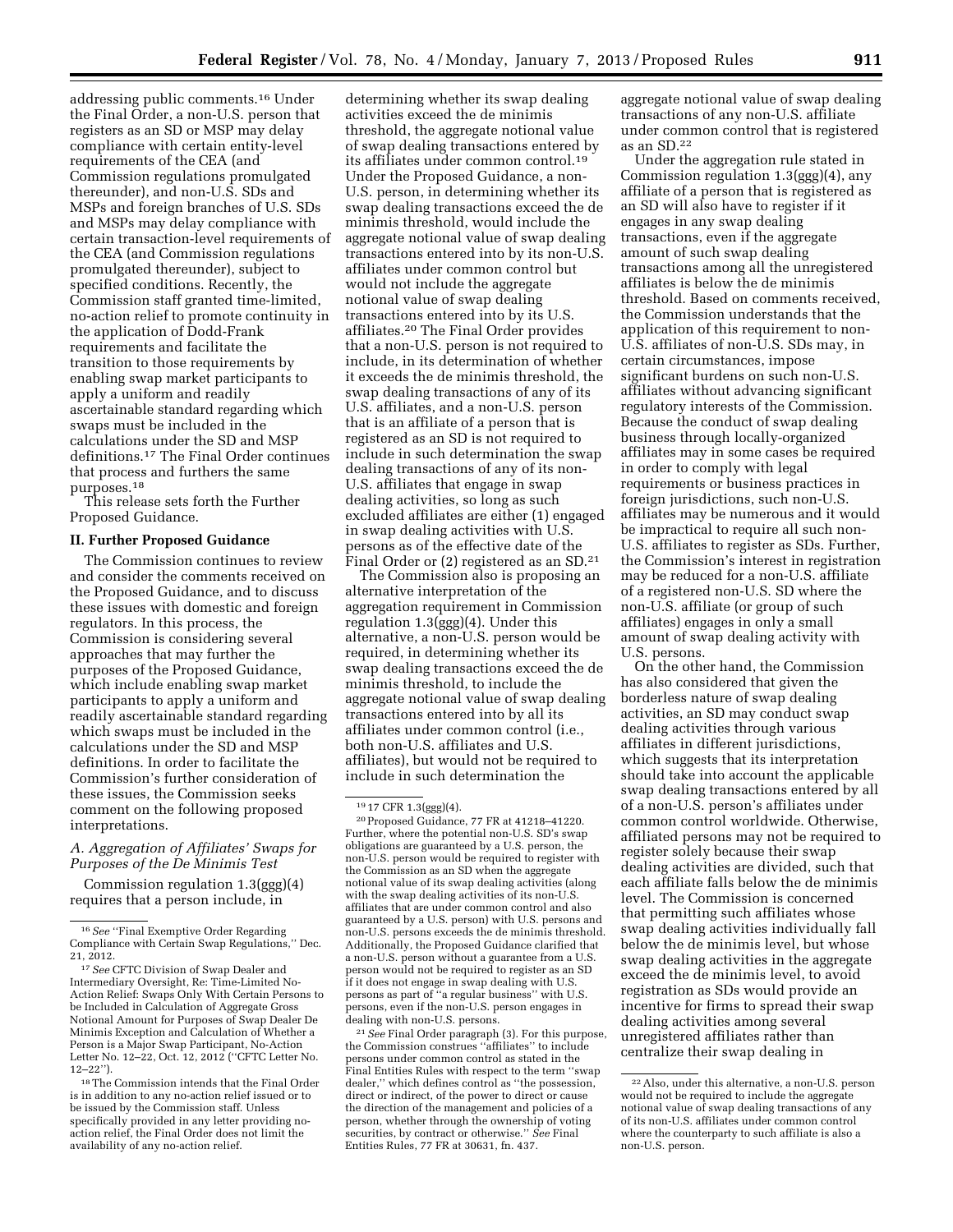addressing public comments.[16] Under the Final Order, a non-U.S. person that registers as an SD or MSP may delay compliance with certain entity-level requirements of the CEA (and Commission regulations promulgated thereunder), and non-U.S. SDs and MSPs and foreign branches of U.S. SDs and MSPs may delay compliance with certain transaction-level requirements of the CEA (and Commission regulations promulgated thereunder), subject to specified conditions. Recently, the Commission staff granted time-limited, no-action relief to promote continuity in the application of Dodd-Frank requirements and facilitate the transition to those requirements by enabling swap market participants to apply a uniform and readily ascertainable standard regarding which swaps must be included in the calculations under the SD and MSP definitions.[17] The Final Order continues that process and furthers the same purposes.[18]

This release sets forth the Further Proposed Guidance.

## II. Further Proposed Guidance

The Commission continues to review and consider the comments received on the Proposed Guidance, and to discuss these issues with domestic and foreign regulators. In this process, the Commission is considering several approaches that may further the purposes of the Proposed Guidance, which include enabling swap market participants to apply a uniform and readily ascertainable standard regarding which swaps must be included in the calculations under the SD and MSP definitions. In order to facilitate the Commission's further consideration of these issues, the Commission seeks comment on the following proposed interpretations.

### *A. Aggregation of Affiliates' Swaps for Purposes of the De Minimis Test*

Commission regulation 1.3(ggg)(4) requires that a person include, in determining whether its swap dealing activities exceed the de minimis threshold, the aggregate notional value of swap dealing transactions entered by its affiliates under common control.[19] Under the Proposed Guidance, a non-U.S. person, in determining whether its swap dealing transactions exceed the de minimis threshold, would include the aggregate notional value of swap dealing transactions entered into by its non-U.S. affiliates under common control but would not include the aggregate notional value of swap dealing transactions entered into by its U.S. affiliates.[20] The Final Order provides that a non-U.S. person is not required to include, in its determination of whether it exceeds the de minimis threshold, the swap dealing transactions of any of its U.S. affiliates, and a non-U.S. person that is an affiliate of a person that is registered as an SD is not required to include in such determination the swap dealing transactions of any of its non-U.S. affiliates that engage in swap dealing activities, so long as such excluded affiliates are either (1) engaged in swap dealing activities with U.S. persons as of the effective date of the Final Order or (2) registered as an SD.[21]

The Commission also is proposing an alternative interpretation of the aggregation requirement in Commission regulation 1.3(ggg)(4). Under this alternative, a non-U.S. person would be required, in determining whether its swap dealing transactions exceed the de minimis threshold, to include the aggregate notional value of swap dealing transactions entered into by all its affiliates under common control (i.e., both non-U.S. affiliates and U.S. affiliates), but would not be required to include in such determination the aggregate notional value of swap dealing transactions of any non-U.S. affiliate under common control that is registered as an SD.[22]

Under the aggregation rule stated in Commission regulation 1.3(ggg)(4), any affiliate of a person that is registered as an SD will also have to register if it engages in any swap dealing transactions, even if the aggregate amount of such swap dealing transactions among all the unregistered affiliates is below the de minimis threshold. Based on comments received, the Commission understands that the application of this requirement to non-U.S. affiliates of non-U.S. SDs may, in certain circumstances, impose significant burdens on such non-U.S. affiliates without advancing significant regulatory interests of the Commission. Because the conduct of swap dealing business through locally-organized affiliates may in some cases be required in order to comply with legal requirements or business practices in foreign jurisdictions, such non-U.S. affiliates may be numerous and it would be impractical to require all such non-U.S. affiliates to register as SDs. Further, the Commission's interest in registration may be reduced for a non-U.S. affiliate of a registered non-U.S. SD where the non-U.S. affiliate (or group of such affiliates) engages in only a small amount of swap dealing activity with U.S. persons.

On the other hand, the Commission has also considered that given the borderless nature of swap dealing activities, an SD may conduct swap dealing activities through various affiliates in different jurisdictions, which suggests that its interpretation should take into account the applicable swap dealing transactions entered by all of a non-U.S. person's affiliates under common control worldwide. Otherwise, affiliated persons may not be required to register solely because their swap dealing activities are divided, such that each affiliate falls below the de minimis level. The Commission is concerned that permitting such affiliates whose swap dealing activities individually fall below the de minimis level, but whose swap dealing activities in the aggregate exceed the de minimis level, to avoid registration as SDs would provide an incentive for firms to spread their swap dealing activities among several unregistered affiliates rather than centralize their swap dealing in

---

[16] *See* "Final Exemptive Order Regarding Compliance with Certain Swap Regulations," Dec. 21, 2012.

[17] *See* CFTC Division of Swap Dealer and Intermediary Oversight, Re: Time-Limited No-Action Relief: Swaps Only With Certain Persons to be Included in Calculation of Aggregate Gross Notional Amount for Purposes of Swap Dealer De Minimis Exception and Calculation of Whether a Person is a Major Swap Participant, No-Action Letter No. 12–22, Oct. 12, 2012 ("CFTC Letter No. 12–22").

[18] The Commission intends that the Final Order is in addition to any no-action relief issued or to be issued by the Commission staff. Unless specifically provided in any letter providing no-action relief, the Final Order does not limit the availability of any no-action relief.

[19] 17 CFR 1.3(ggg)(4).

[20] Proposed Guidance, 77 FR at 41218–41220. Further, where the potential non-U.S. SD's swap obligations are guaranteed by a U.S. person, the non-U.S. person would be required to register with the Commission as an SD when the aggregate notional value of its swap dealing activities (along with the swap dealing activities of its non-U.S. affiliates that are under common control and also guaranteed by a U.S. person) with U.S. persons and non-U.S. persons exceeds the de minimis threshold. Additionally, the Proposed Guidance clarified that a non-U.S. person without a guarantee from a U.S. person would not be required to register as an SD if it does not engage in swap dealing with U.S. persons as part of "a regular business" with U.S. persons, even if the non-U.S. person engages in dealing with non-U.S. persons.

[21] *See* Final Order paragraph (3). For this purpose, the Commission construes "affiliates" to include persons under common control as stated in the Final Entities Rules with respect to the term "swap dealer," which defines control as "the possession, direct or indirect, of the power to direct or cause the direction of the management and policies of a person, whether through the ownership of voting securities, by contract or otherwise." *See* Final Entities Rules, 77 FR at 30631, fn. 437.

[22] Also, under this alternative, a non-U.S. person would not be required to include the aggregate notional value of swap dealing transactions of any of its non-U.S. affiliates under common control where the counterparty to such affiliate is also a non-U.S. person.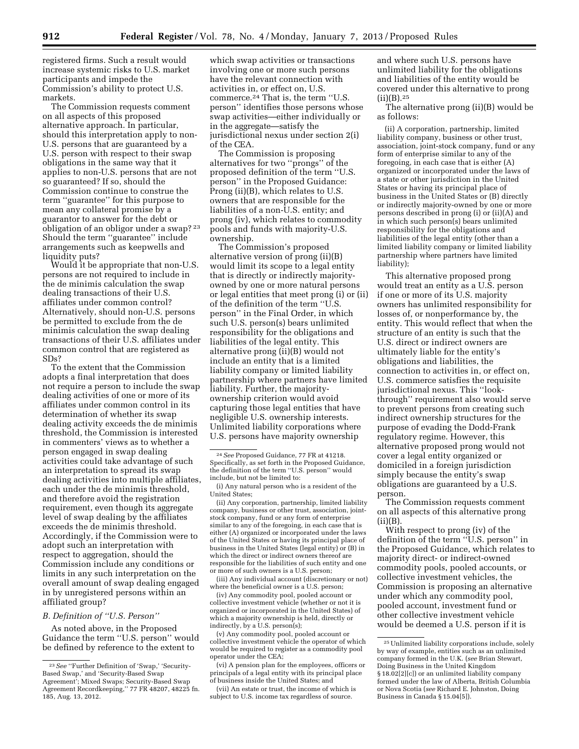registered firms. Such a result would increase systemic risks to U.S. market participants and impede the Commission's ability to protect U.S. markets.

The Commission requests comment on all aspects of this proposed alternative approach. In particular, should this interpretation apply to non-U.S. persons that are guaranteed by a U.S. person with respect to their swap obligations in the same way that it applies to non-U.S. persons that are not so guaranteed? If so, should the Commission continue to construe the term "guarantee" for this purpose to mean any collateral promise by a guarantor to answer for the debt or obligation of an obligor under a swap? [23] Should the term "guarantee" include arrangements such as keepwells and liquidity puts?

Would it be appropriate that non-U.S. persons are not required to include in the de minimis calculation the swap dealing transactions of their U.S. affiliates under common control? Alternatively, should non-U.S. persons be permitted to exclude from the de minimis calculation the swap dealing transactions of their U.S. affiliates under common control that are registered as SDs?

To the extent that the Commission adopts a final interpretation that does not require a person to include the swap dealing activities of one or more of its affiliates under common control in its determination of whether its swap dealing activity exceeds the de minimis threshold, the Commission is interested in commenters' views as to whether a person engaged in swap dealing activities could take advantage of such an interpretation to spread its swap dealing activities into multiple affiliates, each under the de minimis threshold, and therefore avoid the registration requirement, even though its aggregate level of swap dealing by the affiliates exceeds the de minimis threshold. Accordingly, if the Commission were to adopt such an interpretation with respect to aggregation, should the Commission include any conditions or limits in any such interpretation on the overall amount of swap dealing engaged in by unregistered persons within an affiliated group?

### B. Definition of "U.S. Person"

As noted above, in the Proposed Guidance the term "U.S. person" would be defined by reference to the extent to which swap activities or transactions involving one or more such persons have the relevant connection with activities in, or effect on, U.S. commerce.[24] That is, the term "U.S. person" identifies those persons whose swap activities—either individually or in the aggregate—satisfy the jurisdictional nexus under section 2(i) of the CEA.

The Commission is proposing alternatives for two "prongs" of the proposed definition of the term "U.S. person" in the Proposed Guidance: Prong (ii)(B), which relates to U.S. owners that are responsible for the liabilities of a non-U.S. entity; and prong (iv), which relates to commodity pools and funds with majority-U.S. ownership.

The Commission's proposed alternative version of prong (ii)(B) would limit its scope to a legal entity that is directly or indirectly majority-owned by one or more natural persons or legal entities that meet prong (i) or (ii) of the definition of the term "U.S. person" in the Final Order, in which such U.S. person(s) bears unlimited responsibility for the obligations and liabilities of the legal entity. This alternative prong (ii)(B) would not include an entity that is a limited liability company or limited liability partnership where partners have limited liability. Further, the majority-ownership criterion would avoid capturing those legal entities that have negligible U.S. ownership interests. Unlimited liability corporations where U.S. persons have majority ownership and where such U.S. persons have unlimited liability for the obligations and liabilities of the entity would be covered under this alternative to prong (ii)(B).[25]

The alternative prong (ii)(B) would be as follows:

> (ii) A corporation, partnership, limited liability company, business or other trust, association, joint-stock company, fund or any form of enterprise similar to any of the foregoing, in each case that is either (A) organized or incorporated under the laws of a state or other jurisdiction in the United States or having its principal place of business in the United States or (B) directly or indirectly majority-owned by one or more persons described in prong (i) or (ii)(A) and in which such person(s) bears unlimited responsibility for the obligations and liabilities of the legal entity (other than a limited liability company or limited liability partnership where partners have limited liability);

This alternative proposed prong would treat an entity as a U.S. person if one or more of its U.S. majority owners has unlimited responsibility for losses of, or nonperformance by, the entity. This would reflect that when the structure of an entity is such that the U.S. direct or indirect owners are ultimately liable for the entity's obligations and liabilities, the connection to activities in, or effect on, U.S. commerce satisfies the requisite jurisdictional nexus. This "look-through" requirement also would serve to prevent persons from creating such indirect ownership structures for the purpose of evading the Dodd-Frank regulatory regime. However, this alternative proposed prong would not cover a legal entity organized or domiciled in a foreign jurisdiction simply because the entity's swap obligations are guaranteed by a U.S. person.

The Commission requests comment on all aspects of this alternative prong (ii)(B).

With respect to prong (iv) of the definition of the term "U.S. person" in the Proposed Guidance, which relates to majority direct- or indirect-owned commodity pools, pooled accounts, or collective investment vehicles, the Commission is proposing an alternative under which any commodity pool, pooled account, investment fund or other collective investment vehicle would be deemed a U.S. person if it is

---

[23] *See* "Further Definition of 'Swap,' 'Security-Based Swap,' and 'Security-Based Swap Agreement'; Mixed Swaps; Security-Based Swap Agreement Recordkeeping," 77 FR 48207, 48225 fn. 185, Aug. 13, 2012.

[24] *See* Proposed Guidance, 77 FR at 41218. Specifically, as set forth in the Proposed Guidance, the definition of the term "U.S. person" would include, but not be limited to:

(i) Any natural person who is a resident of the United States;

(ii) Any corporation, partnership, limited liability company, business or other trust, association, joint-stock company, fund or any form of enterprise similar to any of the foregoing, in each case that is either (A) organized or incorporated under the laws of the United States or having its principal place of business in the United States (legal entity) or (B) in which the direct or indirect owners thereof are responsible for the liabilities of such entity and one or more of such owners is a U.S. person;

(iii) Any individual account (discretionary or not) where the beneficial owner is a U.S. person;

(iv) Any commodity pool, pooled account or collective investment vehicle (whether or not it is organized or incorporated in the United States) of which a majority ownership is held, directly or indirectly, by a U.S. person(s);

(v) Any commodity pool, pooled account or collective investment vehicle the operator of which would be required to register as a commodity pool operator under the CEA;

(vi) A pension plan for the employees, officers or principals of a legal entity with its principal place of business inside the United States; and

(vii) An estate or trust, the income of which is subject to U.S. income tax regardless of source.

[25] Unlimited liability corporations include, solely by way of example, entities such as an unlimited company formed in the U.K. (*see* Brian Stewart, Doing Business in the United Kingdom § 18.02[2][c]) or an unlimited liability company formed under the law of Alberta, British Columbia or Nova Scotia (*see* Richard E. Johnston, Doing Business in Canada § 15.04[5]).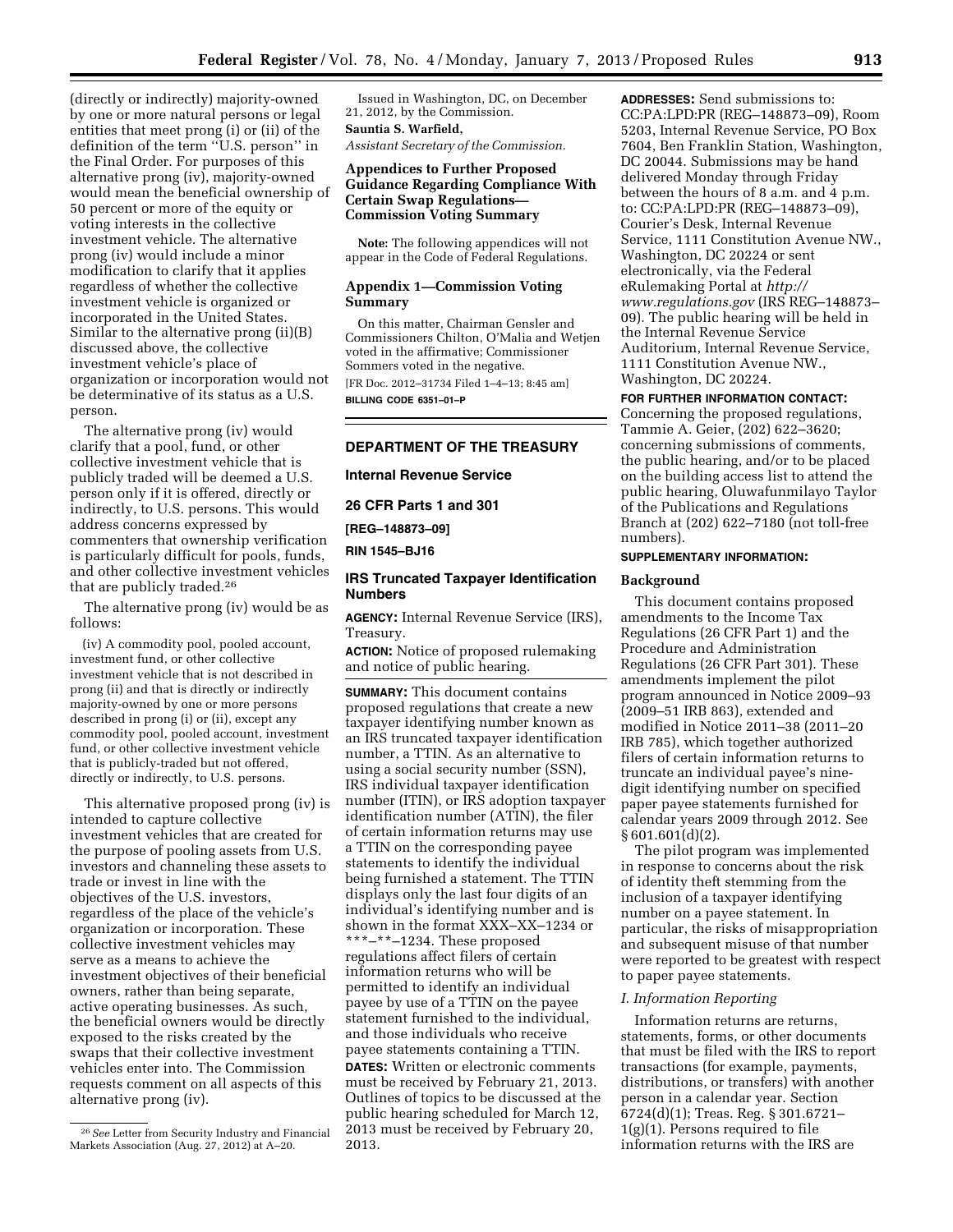(directly or indirectly) majority-owned by one or more natural persons or legal entities that meet prong (i) or (ii) of the definition of the term ''U.S. person'' in the Final Order. For purposes of this alternative prong (iv), majority-owned would mean the beneficial ownership of 50 percent or more of the equity or voting interests in the collective investment vehicle. The alternative prong (iv) would include a minor modification to clarify that it applies regardless of whether the collective investment vehicle is organized or incorporated in the United States. Similar to the alternative prong (ii)(B) discussed above, the collective investment vehicle's place of organization or incorporation would not be determinative of its status as a U.S. person.

The alternative prong (iv) would clarify that a pool, fund, or other collective investment vehicle that is publicly traded will be deemed a U.S. person only if it is offered, directly or indirectly, to U.S. persons. This would address concerns expressed by commenters that ownership verification is particularly difficult for pools, funds, and other collective investment vehicles that are publicly traded.[26]

The alternative prong (iv) would be as follows:

> (iv) A commodity pool, pooled account, investment fund, or other collective investment vehicle that is not described in prong (ii) and that is directly or indirectly majority-owned by one or more persons described in prong (i) or (ii), except any commodity pool, pooled account, investment fund, or other collective investment vehicle that is publicly-traded but not offered, directly or indirectly, to U.S. persons.

This alternative proposed prong (iv) is intended to capture collective investment vehicles that are created for the purpose of pooling assets from U.S. investors and channeling these assets to trade or invest in line with the objectives of the U.S. investors, regardless of the place of the vehicle's organization or incorporation. These collective investment vehicles may serve as a means to achieve the investment objectives of their beneficial owners, rather than being separate, active operating businesses. As such, the beneficial owners would be directly exposed to the risks created by the swaps that their collective investment vehicles enter into. The Commission requests comment on all aspects of this alternative prong (iv).

[26] *See* Letter from Security Industry and Financial Markets Association (Aug. 27, 2012) at A–20.

Issued in Washington, DC, on December 21, 2012, by the Commission.

**Sauntia S. Warfield,**

*Assistant Secretary of the Commission.*

## Appendices to Further Proposed Guidance Regarding Compliance With Certain Swap Regulations—Commission Voting Summary

**Note:** The following appendices will not appear in the Code of Federal Regulations.

## Appendix 1—Commission Voting Summary

On this matter, Chairman Gensler and Commissioners Chilton, O'Malia and Wetjen voted in the affirmative; Commissioner Sommers voted in the negative.

[FR Doc. 2012–31734 Filed 1–4–13; 8:45 am]

**BILLING CODE 6351–01–P**

---

## DEPARTMENT OF THE TREASURY

## Internal Revenue Service

## 26 CFR Parts 1 and 301

**[REG–148873–09]**

**RIN 1545–BJ16**

## IRS Truncated Taxpayer Identification Numbers

**AGENCY:** Internal Revenue Service (IRS), Treasury.

**ACTION:** Notice of proposed rulemaking and notice of public hearing.

**SUMMARY:** This document contains proposed regulations that create a new taxpayer identifying number known as an IRS truncated taxpayer identification number, a TTIN. As an alternative to using a social security number (SSN), IRS individual taxpayer identification number (ITIN), or IRS adoption taxpayer identification number (ATIN), the filer of certain information returns may use a TTIN on the corresponding payee statements to identify the individual being furnished a statement. The TTIN displays only the last four digits of an individual's identifying number and is shown in the format XXX–XX–1234 or ***–**–1234. These proposed regulations affect filers of certain information returns who will be permitted to identify an individual payee by use of a TTIN on the payee statement furnished to the individual, and those individuals who receive payee statements containing a TTIN.

**DATES:** Written or electronic comments must be received by February 21, 2013. Outlines of topics to be discussed at the public hearing scheduled for March 12, 2013 must be received by February 20, 2013.

**ADDRESSES:** Send submissions to: CC:PA:LPD:PR (REG–148873–09), Room 5203, Internal Revenue Service, PO Box 7604, Ben Franklin Station, Washington, DC 20044. Submissions may be hand delivered Monday through Friday between the hours of 8 a.m. and 4 p.m. to: CC:PA:LPD:PR (REG–148873–09), Courier's Desk, Internal Revenue Service, 1111 Constitution Avenue NW., Washington, DC 20224 or sent electronically, via the Federal eRulemaking Portal at *http://www.regulations.gov* (IRS REG–148873–09). The public hearing will be held in the Internal Revenue Service Auditorium, Internal Revenue Service, 1111 Constitution Avenue NW., Washington, DC 20224.

**FOR FURTHER INFORMATION CONTACT:** Concerning the proposed regulations, Tammie A. Geier, (202) 622–3620; concerning submissions of comments, the public hearing, and/or to be placed on the building access list to attend the public hearing, Oluwafunmilayo Taylor of the Publications and Regulations Branch at (202) 622–7180 (not toll-free numbers).

**SUPPLEMENTARY INFORMATION:**

### Background

This document contains proposed amendments to the Income Tax Regulations (26 CFR Part 1) and the Procedure and Administration Regulations (26 CFR Part 301). These amendments implement the pilot program announced in Notice 2009–93 (2009–51 IRB 863), extended and modified in Notice 2011–38 (2011–20 IRB 785), which together authorized filers of certain information returns to truncate an individual payee's nine-digit identifying number on specified paper payee statements furnished for calendar years 2009 through 2012. See § 601.601(d)(2).

The pilot program was implemented in response to concerns about the risk of identity theft stemming from the inclusion of a taxpayer identifying number on a payee statement. In particular, the risks of misappropriation and subsequent misuse of that number were reported to be greatest with respect to paper payee statements.

#### *I. Information Reporting*

Information returns are returns, statements, forms, or other documents that must be filed with the IRS to report transactions (for example, payments, distributions, or transfers) with another person in a calendar year. Section 6724(d)(1); Treas. Reg. § 301.6721–1(g)(1). Persons required to file information returns with the IRS are